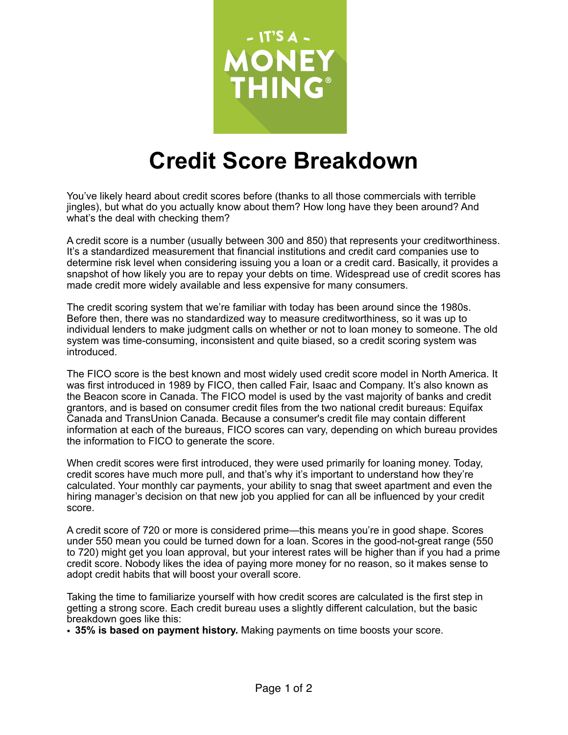# Credit Score Breakdown

You've likely heard about credit scores before (thanks to all those commercials with terrible jingles), but what do you actually know about them? How long have they been around? And what's the deal with checking them?

A credit score is a number (usually between 300 and 850) that represents your creditworthiness. It's a standardized measurement that financial institutions and credit card companies use to determine risk level when considering issuing you a loan or a credit card. Basically, it provides a snapshot of how likely you are to repay your debts on time. Widespread use of credit scores has made credit more widely available and less expensive for many consumers.

The credit scoring system that we're familiar with today has been around since the 1980s. Before then, there was no standardized way to measure creditworthiness, so it was up to individual lenders to make judgment calls on whether or not to loan money to someone. The old system was time-consuming, inconsistent and quite biased, so a credit scoring system was introduced.

The FICO score is the best known and most widely used credit score model in North America. It was first introduced in 1989 by FICO, then called Fair, Isaac and Company. It's also known as the Beacon score in Canada. The FICO model is used by the vast majority of banks and credit grantors, and is based on consumer credit files from the two national credit bureaus: Equifax Canada and TransUnion Canada. Because a consumer's credit file may contain different information at each of the bureaus, FICO scores can vary, depending on which bureau provides the information to FICO to generate the score.

When credit scores were first introduced, they were used primarily for loaning money. Today, credit scores have much more pull, and that's why it's important to understand how they're calculated. Your monthly car payments, your ability to snag that sweet apartment and even the hiring manager's decision on that new job you applied for can all be influenced by your credit score.

A credit score of 720 or more is considered prime—this means you're in good shape. Scores under 550 mean you could be turned down for a loan. Scores in the good-not-great range (550 to 720) might get you loan approval, but your interest rates will be higher than if you had a prime credit score. Nobody likes the idea of paying more money for no reason, so it makes sense to adopt credit habits that will boost your overall score.

Taking the time to familiarize yourself with how credit scores are calculated is the first step in getting a strong score. Each credit bureau uses a slightly different calculation, but the basic breakdown goes like this:

- **35% is based on payment history.** Making payments on time boosts your score.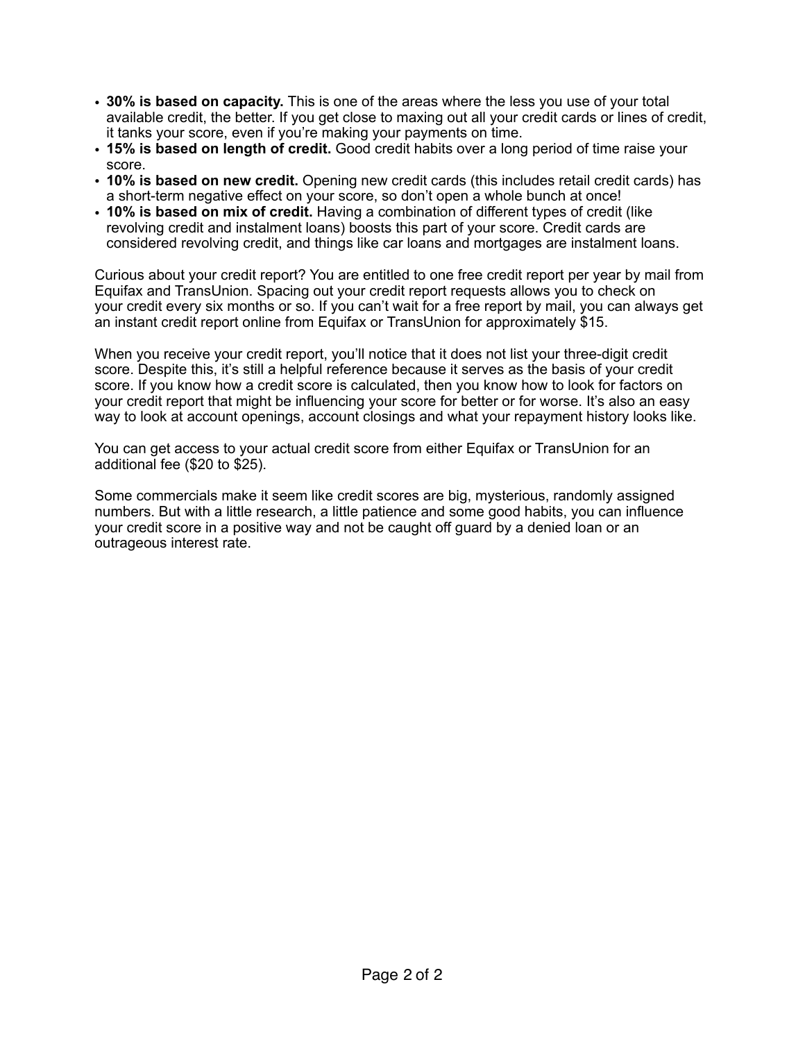- **30% is based on capacity.** This is one of the areas where the less you use of your total available credit, the better. If you get close to maxing out all your credit cards or lines of credit, it tanks your score, even if you're making your payments on time.
- **15% is based on length of credit.** Good credit habits over a long period of time raise your score.
- **10% is based on new credit.** Opening new credit cards (this includes retail credit cards) has a short-term negative effect on your score, so don't open a whole bunch at once!
- **10% is based on mix of credit.** Having a combination of different types of credit (like revolving credit and instalment loans) boosts this part of your score. Credit cards are considered revolving credit, and things like car loans and mortgages are instalment loans.

Curious about your credit report? You are entitled to one free credit report per year by mail from Equifax and TransUnion. Spacing out your credit report requests allows you to check on your credit every six months or so. If you can't wait for a free report by mail, you can always get an instant credit report online from Equifax or TransUnion for approximately $15.

When you receive your credit report, you'll notice that it does not list your three-digit credit score. Despite this, it's still a helpful reference because it serves as the basis of your credit score. If you know how a credit score is calculated, then you know how to look for factors on your credit report that might be influencing your score for better or for worse. It's also an easy way to look at account openings, account closings and what your repayment history looks like.

You can get access to your actual credit score from either Equifax or TransUnion for an additional fee ($20 to $25).

Some commercials make it seem like credit scores are big, mysterious, randomly assigned numbers. But with a little research, a little patience and some good habits, you can influence your credit score in a positive way and not be caught off guard by a denied loan or an outrageous interest rate.